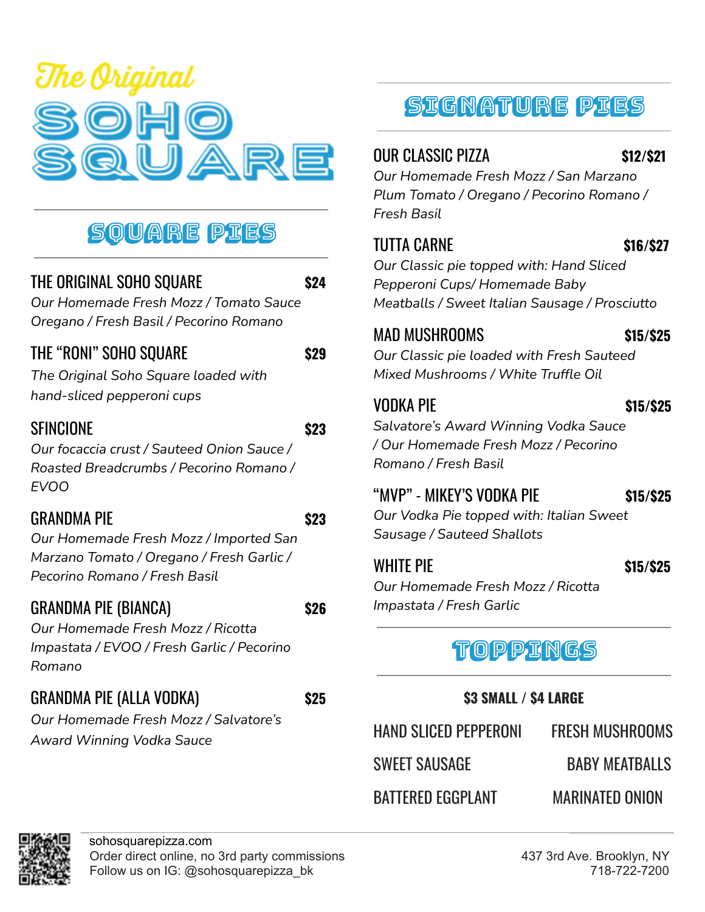# The Original SOHO SQUARE

## SQUARE PIES

**THE ORIGINAL SOHO SQUARE** — **$24**
*Our Homemade Fresh Mozz / Tomato Sauce Oregano / Fresh Basil / Pecorino Romano*

**THE "RONI" SOHO SQUARE** — **$29**
*The Original Soho Square loaded with hand-sliced pepperoni cups*

**SFINCIONE** — **$23**
*Our focaccia crust / Sauteed Onion Sauce / Roasted Breadcrumbs / Pecorino Romano / EVOO*

**GRANDMA PIE** — **$23**
*Our Homemade Fresh Mozz / Imported San Marzano Tomato / Oregano / Fresh Garlic / Pecorino Romano / Fresh Basil*

**GRANDMA PIE (BIANCA)** — **$26**
*Our Homemade Fresh Mozz / Ricotta Impastata / EVOO / Fresh Garlic / Pecorino Romano*

**GRANDMA PIE (ALLA VODKA)** — **$25**
*Our Homemade Fresh Mozz / Salvatore's Award Winning Vodka Sauce*

## SIGNATURE PIES

**OUR CLASSIC PIZZA** — **$12/$21**
*Our Homemade Fresh Mozz / San Marzano Plum Tomato / Oregano / Pecorino Romano / Fresh Basil*

**TUTTA CARNE** — **$16/$27**
*Our Classic pie topped with: Hand Sliced Pepperoni Cups/ Homemade Baby Meatballs / Sweet Italian Sausage / Prosciutto*

**MAD MUSHROOMS** — **$15/$25**
*Our Classic pie loaded with Fresh Sauteed Mixed Mushrooms / White Truffle Oil*

**VODKA PIE** — **$15/$25**
*Salvatore's Award Winning Vodka Sauce / Our Homemade Fresh Mozz / Pecorino Romano / Fresh Basil*

**"MVP" - MIKEY'S VODKA PIE** — **$15/$25**
*Our Vodka Pie topped with: Italian Sweet Sausage / Sauteed Shallots*

**WHITE PIE** — **$15/$25**
*Our Homemade Fresh Mozz / Ricotta Impastata / Fresh Garlic*

## TOPPINGS

**$3 SMALL / $4 LARGE**

- HAND SLICED PEPPERONI
- FRESH MUSHROOMS
- SWEET SAUSAGE
- BABY MEATBALLS
- BATTERED EGGPLANT
- MARINATED ONION

---

sohosquarepizza.com
Order direct online, no 3rd party commissions
Follow us on IG: @sohosquarepizza_bk

437 3rd Ave. Brooklyn, NY
718-722-7200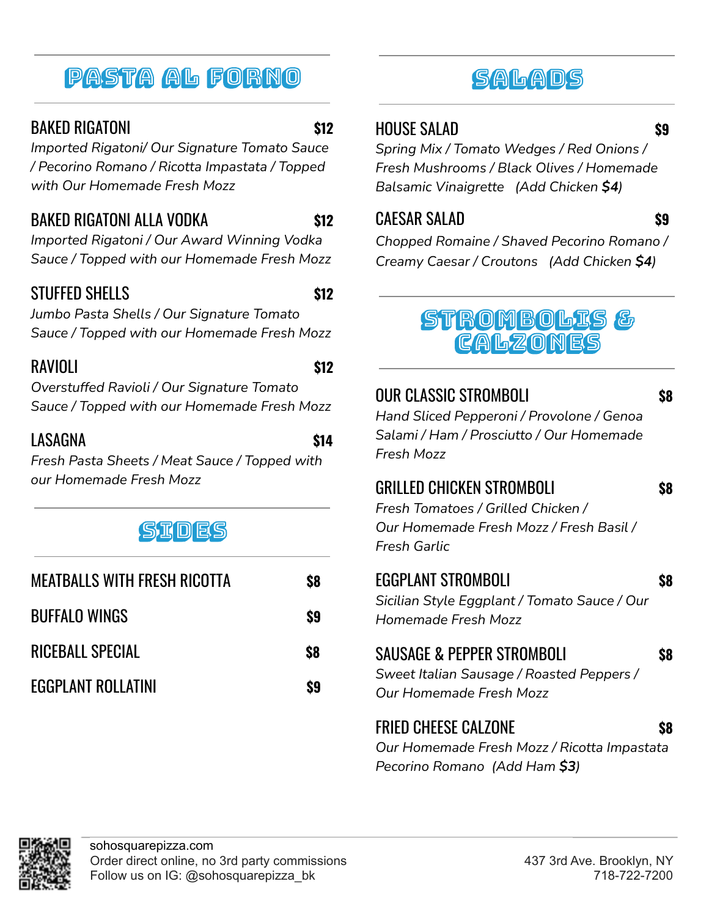## PASTA AL FORNO

**BAKED RIGATONI** — **$12**
*Imported Rigatoni/ Our Signature Tomato Sauce / Pecorino Romano / Ricotta Impastata / Topped with Our Homemade Fresh Mozz*

**BAKED RIGATONI ALLA VODKA** — **$12**
*Imported Rigatoni / Our Award Winning Vodka Sauce / Topped with our Homemade Fresh Mozz*

**STUFFED SHELLS** — **$12**
*Jumbo Pasta Shells / Our Signature Tomato Sauce / Topped with our Homemade Fresh Mozz*

**RAVIOLI** — **$12**
*Overstuffed Ravioli / Our Signature Tomato Sauce / Topped with our Homemade Fresh Mozz*

**LASAGNA** — **$14**
*Fresh Pasta Sheets / Meat Sauce / Topped with our Homemade Fresh Mozz*

## SIDES

**MEATBALLS WITH FRESH RICOTTA** — **$8**

**BUFFALO WINGS** — **$9**

**RICEBALL SPECIAL** — **$8**

**EGGPLANT ROLLATINI** — **$9**

## SALADS

**HOUSE SALAD** — **$9**
*Spring Mix / Tomato Wedges / Red Onions / Fresh Mushrooms / Black Olives / Homemade Balsamic Vinaigrette (Add Chicken **$4**)*

**CAESAR SALAD** — **$9**
*Chopped Romaine / Shaved Pecorino Romano / Creamy Caesar / Croutons (Add Chicken **$4**)*

## STROMBOLIS & CALZONES

**OUR CLASSIC STROMBOLI** — **$8**
*Hand Sliced Pepperoni / Provolone / Genoa Salami / Ham / Prosciutto / Our Homemade Fresh Mozz*

**GRILLED CHICKEN STROMBOLI** — **$8**
*Fresh Tomatoes / Grilled Chicken / Our Homemade Fresh Mozz / Fresh Basil / Fresh Garlic*

**EGGPLANT STROMBOLI** — **$8**
*Sicilian Style Eggplant / Tomato Sauce / Our Homemade Fresh Mozz*

**SAUSAGE & PEPPER STROMBOLI** — **$8**
*Sweet Italian Sausage / Roasted Peppers / Our Homemade Fresh Mozz*

**FRIED CHEESE CALZONE** — **$8**
*Our Homemade Fresh Mozz / Ricotta Impastata Pecorino Romano (Add Ham **$3**)*

---

sohosquarepizza.com
Order direct online, no 3rd party commissions
Follow us on IG: @sohosquarepizza_bk

437 3rd Ave. Brooklyn, NY
718-722-7200